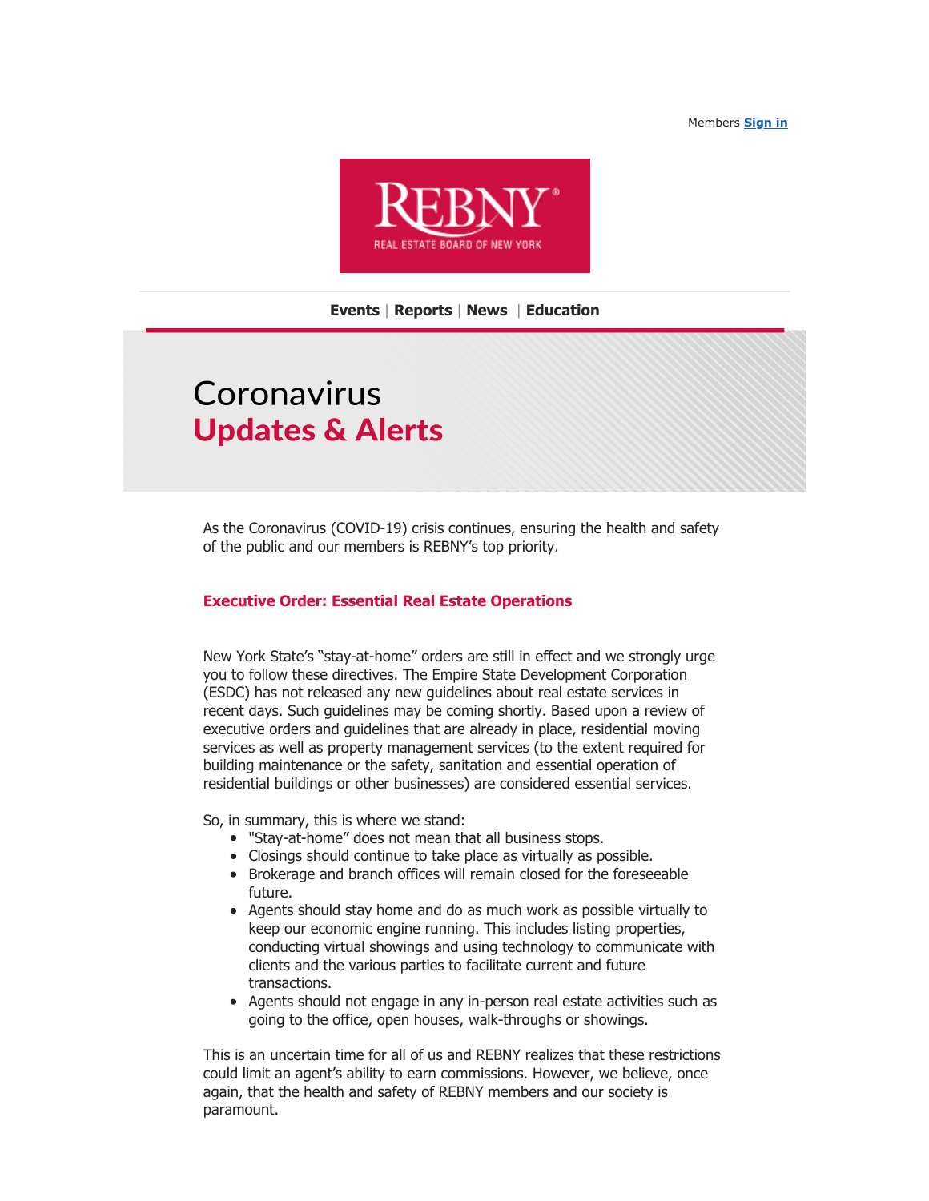Members **Sign in**

REBNY
REAL ESTATE BOARD OF NEW YORK

**Events** | **Reports** | **News** | **Education**

# Coronavirus
# **Updates & Alerts**

As the Coronavirus (COVID-19) crisis continues, ensuring the health and safety of the public and our members is REBNY's top priority.

### **Executive Order: Essential Real Estate Operations**

New York State's "stay-at-home" orders are still in effect and we strongly urge you to follow these directives. The Empire State Development Corporation (ESDC) has not released any new guidelines about real estate services in recent days. Such guidelines may be coming shortly. Based upon a review of executive orders and guidelines that are already in place, residential moving services as well as property management services (to the extent required for building maintenance or the safety, sanitation and essential operation of residential buildings or other businesses) are considered essential services.

So, in summary, this is where we stand:

- "Stay-at-home" does not mean that all business stops.
- Closings should continue to take place as virtually as possible.
- Brokerage and branch offices will remain closed for the foreseeable future.
- Agents should stay home and do as much work as possible virtually to keep our economic engine running. This includes listing properties, conducting virtual showings and using technology to communicate with clients and the various parties to facilitate current and future transactions.
- Agents should not engage in any in-person real estate activities such as going to the office, open houses, walk-throughs or showings.

This is an uncertain time for all of us and REBNY realizes that these restrictions could limit an agent's ability to earn commissions. However, we believe, once again, that the health and safety of REBNY members and our society is paramount.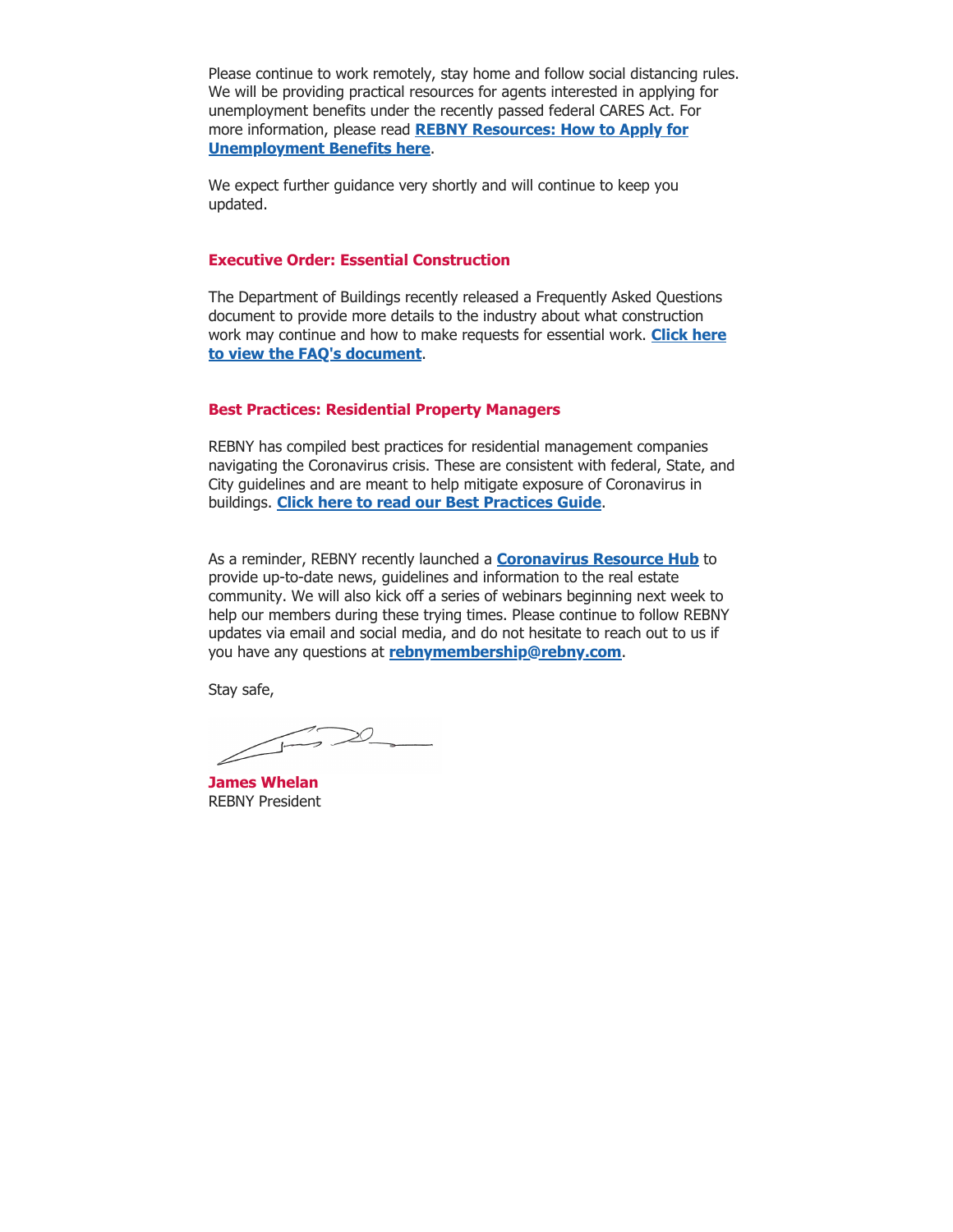Please continue to work remotely, stay home and follow social distancing rules. We will be providing practical resources for agents interested in applying for unemployment benefits under the recently passed federal CARES Act. For more information, please read **REBNY Resources: How to Apply for Unemployment Benefits here**.

We expect further guidance very shortly and will continue to keep you updated.

### Executive Order: Essential Construction

The Department of Buildings recently released a Frequently Asked Questions document to provide more details to the industry about what construction work may continue and how to make requests for essential work. **Click here to view the FAQ's document**.

### Best Practices: Residential Property Managers

REBNY has compiled best practices for residential management companies navigating the Coronavirus crisis. These are consistent with federal, State, and City guidelines and are meant to help mitigate exposure of Coronavirus in buildings. **Click here to read our Best Practices Guide**.

As a reminder, REBNY recently launched a **Coronavirus Resource Hub** to provide up-to-date news, guidelines and information to the real estate community. We will also kick off a series of webinars beginning next week to help our members during these trying times. Please continue to follow REBNY updates via email and social media, and do not hesitate to reach out to us if you have any questions at **rebnymembership@rebny.com**.

Stay safe,

**James Whelan**
REBNY President